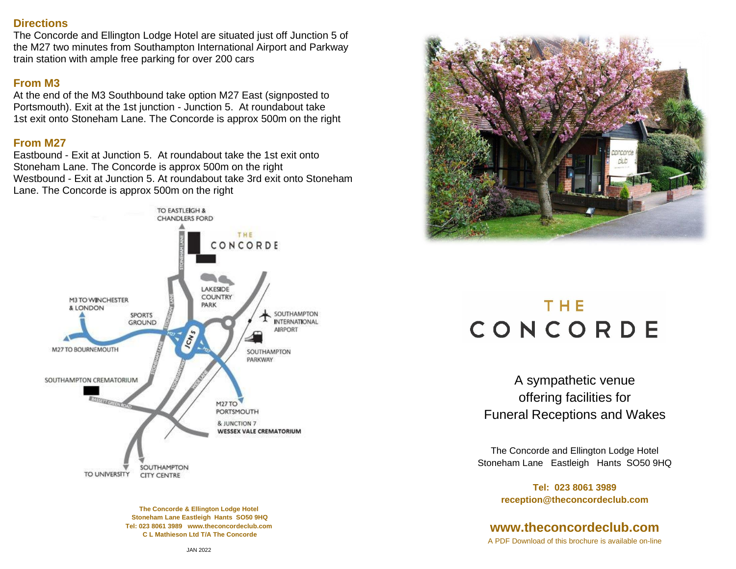## Directions

The Concorde and Ellington Lodge Hotel are situated just off Junction 5 of the M27 two minutes from Southampton International Airport and Parkway train station with ample free parking for over 200 cars

## From M3

At the end of the M3 Southbound take option M27 East (signposted to Portsmouth). Exit at the 1st junction - Junction 5. At roundabout take 1st exit onto Stoneham Lane. The Concorde is approx 500m on the right

## From M27

Eastbound - Exit at Junction 5. At roundabout take the 1st exit onto Stoneham Lane. The Concorde is approx 500m on the right
Westbound - Exit at Junction 5. At roundabout take 3rd exit onto Stoneham Lane. The Concorde is approx 500m on the right

**The Concorde & Ellington Lodge Hotel**
**Stoneham Lane Eastleigh Hants SO50 9HQ**
**Tel: 023 8061 3989 www.theconcordeclub.com**
**C L Mathieson Ltd T/A The Concorde**

JAN 2022

# THE CONCORDE

A sympathetic venue
offering facilities for
Funeral Receptions and Wakes

The Concorde and Ellington Lodge Hotel
Stoneham Lane Eastleigh Hants SO50 9HQ

**Tel: 023 8061 3989**
**reception@theconcordeclub.com**

## www.theconcordeclub.com

A PDF Download of this brochure is available on-line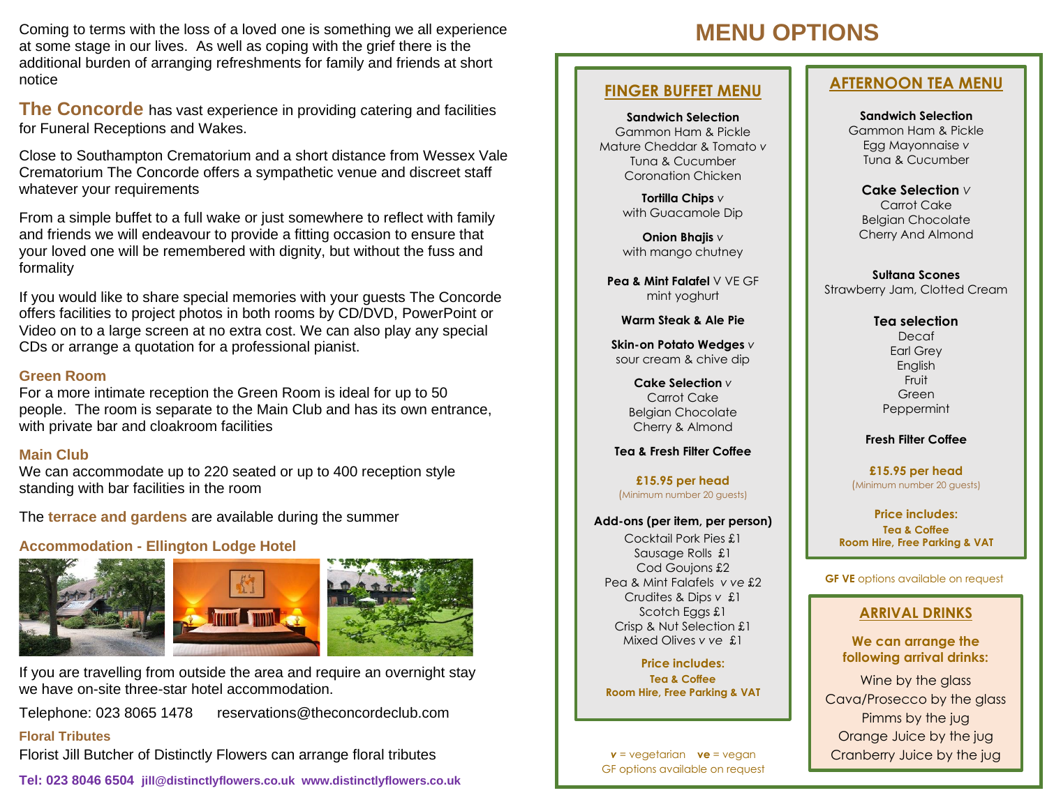Coming to terms with the loss of a loved one is something we all experience at some stage in our lives. As well as coping with the grief there is the additional burden of arranging refreshments for family and friends at short notice

**The Concorde** has vast experience in providing catering and facilities for Funeral Receptions and Wakes.

Close to Southampton Crematorium and a short distance from Wessex Vale Crematorium The Concorde offers a sympathetic venue and discreet staff whatever your requirements

From a simple buffet to a full wake or just somewhere to reflect with family and friends we will endeavour to provide a fitting occasion to ensure that your loved one will be remembered with dignity, but without the fuss and formality

If you would like to share special memories with your guests The Concorde offers facilities to project photos in both rooms by CD/DVD, PowerPoint or Video on to a large screen at no extra cost. We can also play any special CDs or arrange a quotation for a professional pianist.

### Green Room

For a more intimate reception the Green Room is ideal for up to 50 people. The room is separate to the Main Club and has its own entrance, with private bar and cloakroom facilities

### Main Club

We can accommodate up to 220 seated or up to 400 reception style standing with bar facilities in the room

The **terrace and gardens** are available during the summer

### Accommodation - Ellington Lodge Hotel

If you are travelling from outside the area and require an overnight stay we have on-site three-star hotel accommodation.

Telephone: 023 8065 1478 reservations@theconcordeclub.com

### Floral Tributes

Florist Jill Butcher of Distinctly Flowers can arrange floral tributes

**Tel: 023 8046 6504 jill@distinctlyflowers.co.uk www.distinctlyflowers.co.uk**

# MENU OPTIONS

## FINGER BUFFET MENU

**Sandwich Selection**
Gammon Ham & Pickle
Mature Cheddar & Tomato *v*
Tuna & Cucumber
Coronation Chicken

**Tortilla Chips** *v*
with Guacamole Dip

**Onion Bhajis** *v*
with mango chutney

**Pea & Mint Falafel** V VE GF
mint yoghurt

**Warm Steak & Ale Pie**

**Skin-on Potato Wedges** *v*
sour cream & chive dip

**Cake Selection** *v*
Carrot Cake
Belgian Chocolate
Cherry & Almond

**Tea & Fresh Filter Coffee**

**£15.95 per head**
(Minimum number 20 guests)

**Add-ons (per item, per person)**
Cocktail Pork Pies £1
Sausage Rolls £1
Cod Goujons £2
Pea & Mint Falafels *v ve* £2
Crudites & Dips *v* £1
Scotch Eggs £1
Crisp & Nut Selection £1
Mixed Olives *v ve* £1

**Price includes:**
**Tea & Coffee**
**Room Hire, Free Parking & VAT**

***v*** = vegetarian ***ve*** = vegan
GF options available on request

## AFTERNOON TEA MENU

**Sandwich Selection**
Gammon Ham & Pickle
Egg Mayonnaise *v*
Tuna & Cucumber

**Cake Selection** *v*
Carrot Cake
Belgian Chocolate
Cherry And Almond

**Sultana Scones**
Strawberry Jam, Clotted Cream

**Tea selection**
Decaf
Earl Grey
English
Fruit
Green
Peppermint

**Fresh Filter Coffee**

**£15.95 per head**
(Minimum number 20 guests)

**Price includes:**
**Tea & Coffee**
**Room Hire, Free Parking & VAT**

**GF VE** options available on request

## ARRIVAL DRINKS

**We can arrange the following arrival drinks:**

Wine by the glass
Cava/Prosecco by the glass
Pimms by the jug
Orange Juice by the jug
Cranberry Juice by the jug